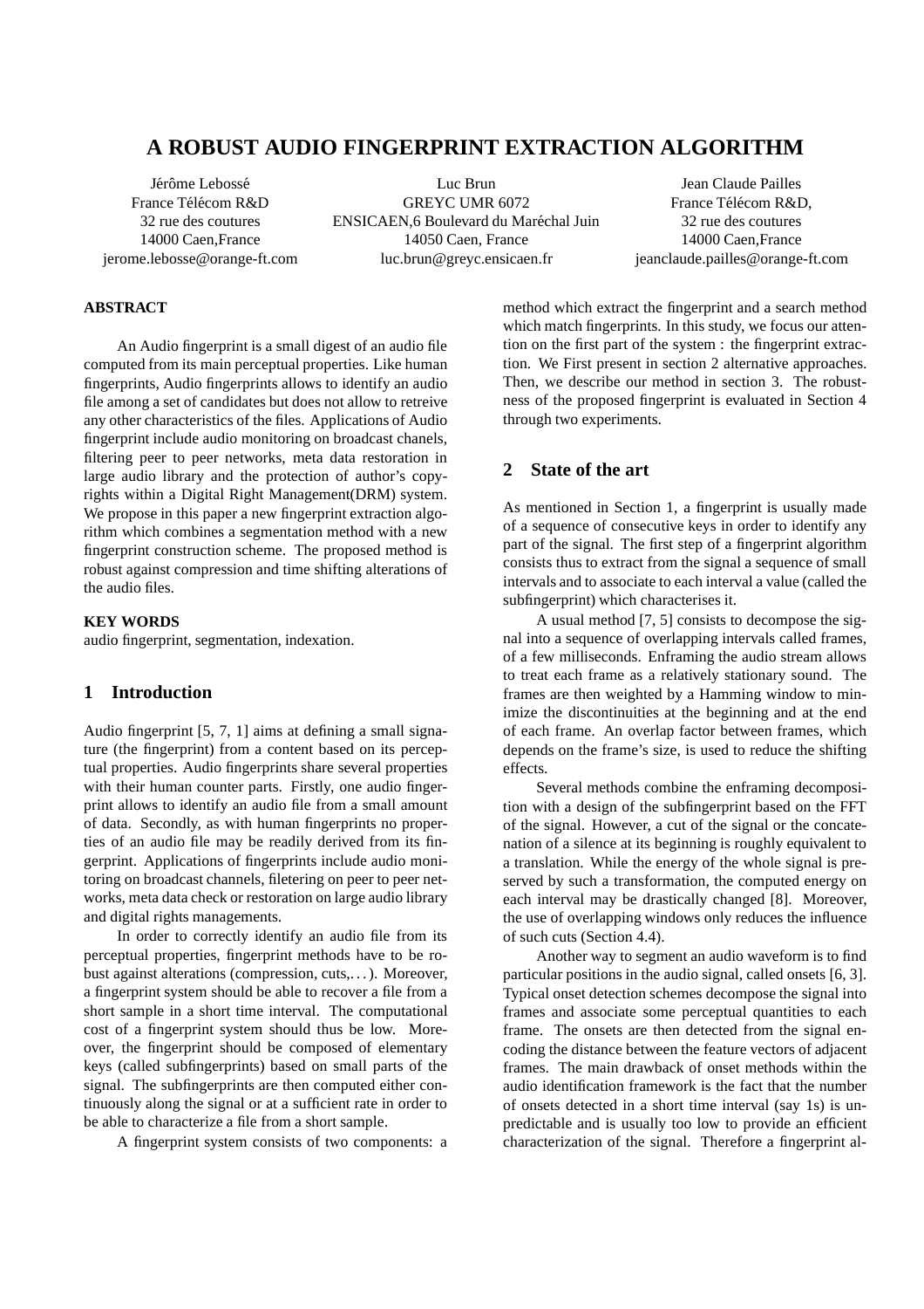# A ROBUST AUDIO FINGERPRINT EXTRACTION ALGORITHM

Jérôme Lebossé
France Télécom R&D
32 rue des coutures
14000 Caen,France
jerome.lebosse@orange-ft.com

Luc Brun
GREYC UMR 6072
ENSICAEN,6 Boulevard du Maréchal Juin
14050 Caen, France
luc.brun@greyc.ensicaen.fr

Jean Claude Pailles
France Télécom R&D,
32 rue des coutures
14000 Caen,France
jeanclaude.pailles@orange-ft.com

## ABSTRACT

An Audio fingerprint is a small digest of an audio file computed from its main perceptual properties. Like human fingerprints, Audio fingerprints allows to identify an audio file among a set of candidates but does not allow to retreive any other characteristics of the files. Applications of Audio fingerprint include audio monitoring on broadcast chanels, filtering peer to peer networks, meta data restoration in large audio library and the protection of author's copyrights within a Digital Right Management(DRM) system. We propose in this paper a new fingerprint extraction algorithm which combines a segmentation method with a new fingerprint construction scheme. The proposed method is robust against compression and time shifting alterations of the audio files.

## KEY WORDS

audio fingerprint, segmentation, indexation.

## 1 Introduction

Audio fingerprint [5, 7, 1] aims at defining a small signature (the fingerprint) from a content based on its perceptual properties. Audio fingerprints share several properties with their human counter parts. Firstly, one audio fingerprint allows to identify an audio file from a small amount of data. Secondly, as with human fingerprints no properties of an audio file may be readily derived from its fingerprint. Applications of fingerprints include audio monitoring on broadcast channels, filetering on peer to peer networks, meta data check or restoration on large audio library and digital rights managements.

In order to correctly identify an audio file from its perceptual properties, fingerprint methods have to be robust against alterations (compression, cuts,. . . ). Moreover, a fingerprint system should be able to recover a file from a short sample in a short time interval. The computational cost of a fingerprint system should thus be low. Moreover, the fingerprint should be composed of elementary keys (called subfingerprints) based on small parts of the signal. The subfingerprints are then computed either continuously along the signal or at a sufficient rate in order to be able to characterize a file from a short sample.

A fingerprint system consists of two components: a method which extract the fingerprint and a search method which match fingerprints. In this study, we focus our attention on the first part of the system : the fingerprint extraction. We First present in section 2 alternative approaches. Then, we describe our method in section 3. The robustness of the proposed fingerprint is evaluated in Section 4 through two experiments.

## 2 State of the art

As mentioned in Section 1, a fingerprint is usually made of a sequence of consecutive keys in order to identify any part of the signal. The first step of a fingerprint algorithm consists thus to extract from the signal a sequence of small intervals and to associate to each interval a value (called the subfingerprint) which characterises it.

A usual method [7, 5] consists to decompose the signal into a sequence of overlapping intervals called frames, of a few milliseconds. Enframing the audio stream allows to treat each frame as a relatively stationary sound. The frames are then weighted by a Hamming window to minimize the discontinuities at the beginning and at the end of each frame. An overlap factor between frames, which depends on the frame's size, is used to reduce the shifting effects.

Several methods combine the enframing decomposition with a design of the subfingerprint based on the FFT of the signal. However, a cut of the signal or the concatenation of a silence at its beginning is roughly equivalent to a translation. While the energy of the whole signal is preserved by such a transformation, the computed energy on each interval may be drastically changed [8]. Moreover, the use of overlapping windows only reduces the influence of such cuts (Section 4.4).

Another way to segment an audio waveform is to find particular positions in the audio signal, called onsets [6, 3]. Typical onset detection schemes decompose the signal into frames and associate some perceptual quantities to each frame. The onsets are then detected from the signal encoding the distance between the feature vectors of adjacent frames. The main drawback of onset methods within the audio identification framework is the fact that the number of onsets detected in a short time interval (say 1s) is unpredictable and is usually too low to provide an efficient characterization of the signal. Therefore a fingerprint al-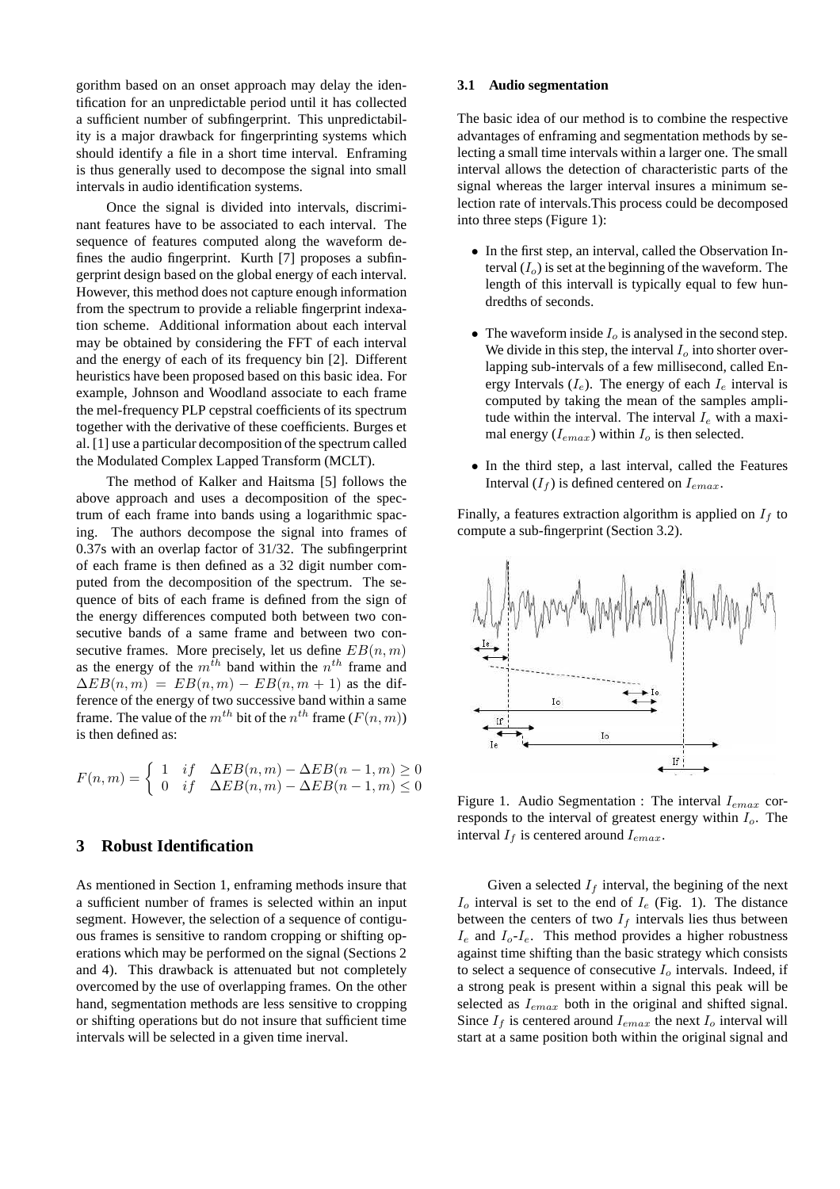gorithm based on an onset approach may delay the identification for an unpredictable period until it has collected a sufficient number of subfingerprint. This unpredictability is a major drawback for fingerprinting systems which should identify a file in a short time interval. Enframing is thus generally used to decompose the signal into small intervals in audio identification systems.

Once the signal is divided into intervals, discriminant features have to be associated to each interval. The sequence of features computed along the waveform defines the audio fingerprint. Kurth [7] proposes a subfingerprint design based on the global energy of each interval. However, this method does not capture enough information from the spectrum to provide a reliable fingerprint indexation scheme. Additional information about each interval may be obtained by considering the FFT of each interval and the energy of each of its frequency bin [2]. Different heuristics have been proposed based on this basic idea. For example, Johnson and Woodland associate to each frame the mel-frequency PLP cepstral coefficients of its spectrum together with the derivative of these coefficients. Burges et al. [1] use a particular decomposition of the spectrum called the Modulated Complex Lapped Transform (MCLT).

The method of Kalker and Haitsma [5] follows the above approach and uses a decomposition of the spectrum of each frame into bands using a logarithmic spacing. The authors decompose the signal into frames of 0.37s with an overlap factor of 31/32. The subfingerprint of each frame is then defined as a 32 digit number computed from the decomposition of the spectrum. The sequence of bits of each frame is defined from the sign of the energy differences computed both between two consecutive bands of a same frame and between two consecutive frames. More precisely, let us define $EB(n,m)$ as the energy of the $m^{th}$ band within the $n^{th}$ frame and $\Delta EB(n,m) = EB(n,m) - EB(n,m+1)$ as the difference of the energy of two successive band within a same frame. The value of the $m^{th}$ bit of the $n^{th}$ frame ($F(n,m)$) is then defined as:

$$F(n,m) = \begin{cases} 1 & if \quad \Delta EB(n,m) - \Delta EB(n-1,m) \geq 0 \\ 0 & if \quad \Delta EB(n,m) - \Delta EB(n-1,m) \leq 0 \end{cases}$$

## 3 Robust Identification

As mentioned in Section 1, enframing methods insure that a sufficient number of frames is selected within an input segment. However, the selection of a sequence of contiguous frames is sensitive to random cropping or shifting operations which may be performed on the signal (Sections 2 and 4). This drawback is attenuated but not completely overcomed by the use of overlapping frames. On the other hand, segmentation methods are less sensitive to cropping or shifting operations but do not insure that sufficient time intervals will be selected in a given time inerval.

### 3.1 Audio segmentation

The basic idea of our method is to combine the respective advantages of enframing and segmentation methods by selecting a small time intervals within a larger one. The small interval allows the detection of characteristic parts of the signal whereas the larger interval insures a minimum selection rate of intervals.This process could be decomposed into three steps (Figure 1):

- In the first step, an interval, called the Observation Interval ($I_o$) is set at the beginning of the waveform. The length of this intervall is typically equal to few hundredths of seconds.
- The waveform inside $I_o$ is analysed in the second step. We divide in this step, the interval $I_o$ into shorter overlapping sub-intervals of a few millisecond, called Energy Intervals ($I_e$). The energy of each $I_e$ interval is computed by taking the mean of the samples amplitude within the interval. The interval $I_e$ with a maximal energy ($I_{emax}$) within $I_o$ is then selected.
- In the third step, a last interval, called the Features Interval ($I_f$) is defined centered on $I_{emax}$.

Finally, a features extraction algorithm is applied on $I_f$ to compute a sub-fingerprint (Section 3.2).

Figure 1. Audio Segmentation : The interval $I_{emax}$ corresponds to the interval of greatest energy within $I_o$. The interval $I_f$ is centered around $I_{emax}$.

Given a selected $I_f$ interval, the begining of the next $I_o$ interval is set to the end of $I_e$ (Fig. 1). The distance between the centers of two $I_f$ intervals lies thus between $I_e$ and $I_o$-$I_e$. This method provides a higher robustness against time shifting than the basic strategy which consists to select a sequence of consecutive $I_o$ intervals. Indeed, if a strong peak is present within a signal this peak will be selected as $I_{emax}$ both in the original and shifted signal. Since $I_f$ is centered around $I_{emax}$ the next $I_o$ interval will start at a same position both within the original signal and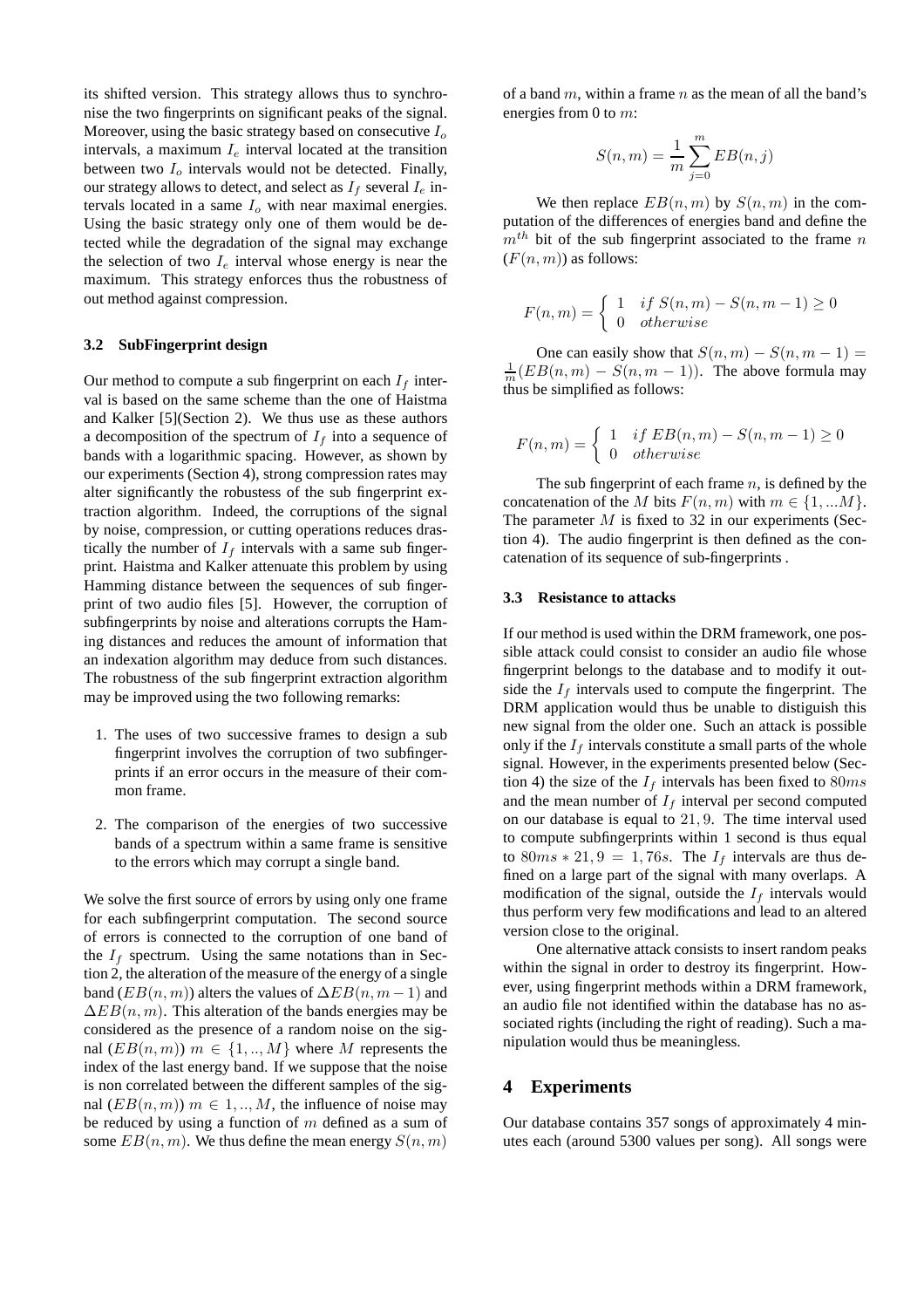its shifted version. This strategy allows thus to synchronise the two fingerprints on significant peaks of the signal. Moreover, using the basic strategy based on consecutive $I_o$ intervals, a maximum $I_e$ interval located at the transition between two $I_o$ intervals would not be detected. Finally, our strategy allows to detect, and select as $I_f$ several $I_e$ intervals located in a same $I_o$ with near maximal energies. Using the basic strategy only one of them would be detected while the degradation of the signal may exchange the selection of two $I_e$ interval whose energy is near the maximum. This strategy enforces thus the robustness of out method against compression.

### 3.2 SubFingerprint design

Our method to compute a sub fingerprint on each $I_f$ interval is based on the same scheme than the one of Haistma and Kalker [5](Section 2). We thus use as these authors a decomposition of the spectrum of $I_f$ into a sequence of bands with a logarithmic spacing. However, as shown by our experiments (Section 4), strong compression rates may alter significantly the robustess of the sub fingerprint extraction algorithm. Indeed, the corruptions of the signal by noise, compression, or cutting operations reduces drastically the number of $I_f$ intervals with a same sub fingerprint. Haistma and Kalker attenuate this problem by using Hamming distance between the sequences of sub fingerprint of two audio files [5]. However, the corruption of subfingerprints by noise and alterations corrupts the Haming distances and reduces the amount of information that an indexation algorithm may deduce from such distances. The robustness of the sub fingerprint extraction algorithm may be improved using the two following remarks:

1. The uses of two successive frames to design a sub fingerprint involves the corruption of two subfingerprints if an error occurs in the measure of their common frame.
2. The comparison of the energies of two successive bands of a spectrum within a same frame is sensitive to the errors which may corrupt a single band.

We solve the first source of errors by using only one frame for each subfingerprint computation. The second source of errors is connected to the corruption of one band of the $I_f$ spectrum. Using the same notations than in Section 2, the alteration of the measure of the energy of a single band ($EB(n,m)$) alters the values of $\Delta EB(n,m-1)$ and $\Delta EB(n,m)$. This alteration of the bands energies may be considered as the presence of a random noise on the signal ($EB(n,m)$) $m \in \{1,..,M\}$ where $M$ represents the index of the last energy band. If we suppose that the noise is non correlated between the different samples of the signal ($EB(n,m)$) $m \in 1,..,M$, the influence of noise may be reduced by using a function of $m$ defined as a sum of some $EB(n,m)$. We thus define the mean energy $S(n,m)$ of a band $m$, within a frame $n$ as the mean of all the band's energies from 0 to $m$:

$$S(n,m) = \frac{1}{m}\sum_{j=0}^{m} EB(n,j)$$

We then replace $EB(n,m)$ by $S(n,m)$ in the computation of the differences of energies band and define the $m^{th}$ bit of the sub fingerprint associated to the frame $n$ ($F(n,m)$) as follows:

$$F(n,m) = \begin{cases} 1 & if\ S(n,m) - S(n,m-1) \geq 0 \\ 0 & otherwise \end{cases}$$

One can easily show that $S(n,m) - S(n,m-1) = \frac{1}{m}(EB(n,m) - S(n,m-1))$. The above formula may thus be simplified as follows:

$$F(n,m) = \begin{cases} 1 & if\ EB(n,m) - S(n,m-1) \geq 0 \\ 0 & otherwise \end{cases}$$

The sub fingerprint of each frame $n$, is defined by the concatenation of the $M$ bits $F(n,m)$ with $m \in \{1,...M\}$. The parameter $M$ is fixed to 32 in our experiments (Section 4). The audio fingerprint is then defined as the concatenation of its sequence of sub-fingerprints .

### 3.3 Resistance to attacks

If our method is used within the DRM framework, one possible attack could consist to consider an audio file whose fingerprint belongs to the database and to modify it outside the $I_f$ intervals used to compute the fingerprint. The DRM application would thus be unable to distiguish this new signal from the older one. Such an attack is possible only if the $I_f$ intervals constitute a small parts of the whole signal. However, in the experiments presented below (Section 4) the size of the $I_f$ intervals has been fixed to $80ms$ and the mean number of $I_f$ interval per second computed on our database is equal to $21,9$. The time interval used to compute subfingerprints within 1 second is thus equal to $80ms * 21,9 = 1,76s$. The $I_f$ intervals are thus defined on a large part of the signal with many overlaps. A modification of the signal, outside the $I_f$ intervals would thus perform very few modifications and lead to an altered version close to the original.

One alternative attack consists to insert random peaks within the signal in order to destroy its fingerprint. However, using fingerprint methods within a DRM framework, an audio file not identified within the database has no associated rights (including the right of reading). Such a manipulation would thus be meaningless.

## 4 Experiments

Our database contains 357 songs of approximately 4 minutes each (around 5300 values per song). All songs were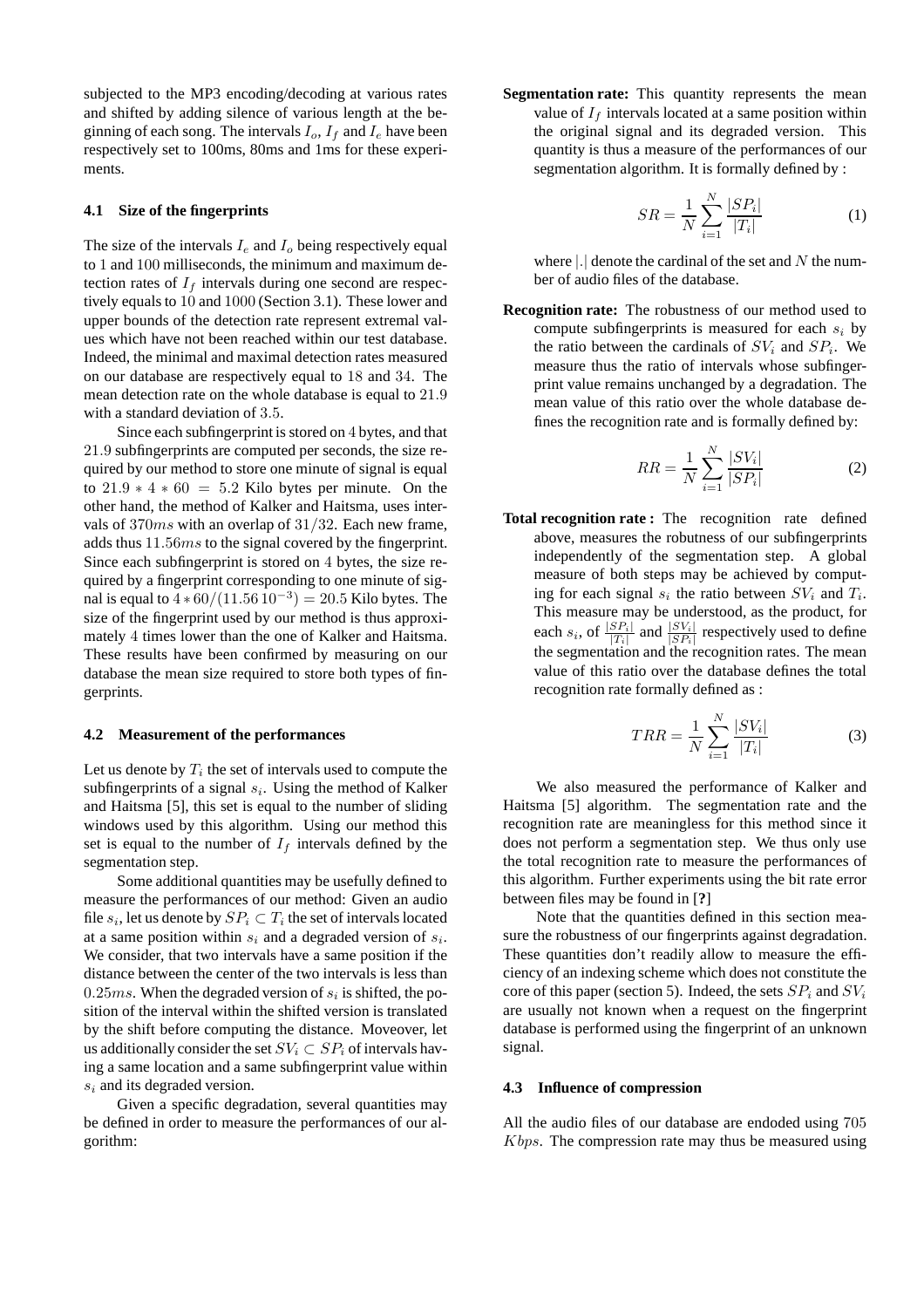subjected to the MP3 encoding/decoding at various rates and shifted by adding silence of various length at the beginning of each song. The intervals $I_o$, $I_f$ and $I_e$ have been respectively set to 100ms, 80ms and 1ms for these experiments.

### 4.1 Size of the fingerprints

The size of the intervals $I_e$ and $I_o$ being respectively equal to $1$ and $100$ milliseconds, the minimum and maximum detection rates of $I_f$ intervals during one second are respectively equals to $10$ and $1000$ (Section 3.1). These lower and upper bounds of the detection rate represent extremal values which have not been reached within our test database. Indeed, the minimal and maximal detection rates measured on our database are respectively equal to $18$ and $34$. The mean detection rate on the whole database is equal to $21.9$ with a standard deviation of $3.5$.

Since each subfingerprint is stored on $4$ bytes, and that $21.9$ subfingerprints are computed per seconds, the size required by our method to store one minute of signal is equal to $21.9 * 4 * 60 = 5.2$ Kilo bytes per minute. On the other hand, the method of Kalker and Haitsma, uses intervals of $370ms$ with an overlap of $31/32$. Each new frame, adds thus $11.56ms$ to the signal covered by the fingerprint. Since each subfingerprint is stored on $4$ bytes, the size required by a fingerprint corresponding to one minute of signal is equal to $4 * 60/(11.56\,10^{-3}) = 20.5$ Kilo bytes. The size of the fingerprint used by our method is thus approximately $4$ times lower than the one of Kalker and Haitsma. These results have been confirmed by measuring on our database the mean size required to store both types of fingerprints.

### 4.2 Measurement of the performances

Let us denote by $T_i$ the set of intervals used to compute the subfingerprints of a signal $s_i$. Using the method of Kalker and Haitsma [5], this set is equal to the number of sliding windows used by this algorithm. Using our method this set is equal to the number of $I_f$ intervals defined by the segmentation step.

Some additional quantities may be usefully defined to measure the performances of our method: Given an audio file $s_i$, let us denote by $SP_i \subset T_i$ the set of intervals located at a same position within $s_i$ and a degraded version of $s_i$. We consider, that two intervals have a same position if the distance between the center of the two intervals is less than $0.25ms$. When the degraded version of $s_i$ is shifted, the position of the interval within the shifted version is translated by the shift before computing the distance. Moveover, let us additionally consider the set $SV_i \subset SP_i$ of intervals having a same location and a same subfingerprint value within $s_i$ and its degraded version.

Given a specific degradation, several quantities may be defined in order to measure the performances of our algorithm:

**Segmentation rate:** This quantity represents the mean value of $I_f$ intervals located at a same position within the original signal and its degraded version. This quantity is thus a measure of the performances of our segmentation algorithm. It is formally defined by :

$$SR = \frac{1}{N} \sum_{i=1}^{N} \frac{|SP_i|}{|T_i|} \quad (1)$$

where $|.|$ denote the cardinal of the set and $N$ the number of audio files of the database.

**Recognition rate:** The robustness of our method used to compute subfingerprints is measured for each $s_i$ by the ratio between the cardinals of $SV_i$ and $SP_i$. We measure thus the ratio of intervals whose subfingerprint value remains unchanged by a degradation. The mean value of this ratio over the whole database defines the recognition rate and is formally defined by:

$$RR = \frac{1}{N} \sum_{i=1}^{N} \frac{|SV_i|}{|SP_i|} \quad (2)$$

**Total recognition rate :** The recognition rate defined above, measures the robustness of our subfingerprints independently of the segmentation step. A global measure of both steps may be achieved by computing for each signal $s_i$ the ratio between $SV_i$ and $T_i$. This measure may be understood, as the product, for each $s_i$, of $\frac{|SP_i|}{|T_i|}$ and $\frac{|SV_i|}{|SP_i|}$ respectively used to define the segmentation and the recognition rates. The mean value of this ratio over the database defines the total recognition rate formally defined as :

$$TRR = \frac{1}{N} \sum_{i=1}^{N} \frac{|SV_i|}{|T_i|} \quad (3)$$

We also measured the performance of Kalker and Haitsma [5] algorithm. The segmentation rate and the recognition rate are meaningless for this method since it does not perform a segmentation step. We thus only use the total recognition rate to measure the performances of this algorithm. Further experiments using the bit rate error between files may be found in [**?**]

Note that the quantities defined in this section measure the robustness of our fingerprints against degradation. These quantities don't readily allow to measure the efficiency of an indexing scheme which does not constitute the core of this paper (section 5). Indeed, the sets $SP_i$ and $SV_i$ are usually not known when a request on the fingerprint database is performed using the fingerprint of an unknown signal.

### 4.3 Influence of compression

All the audio files of our database are endoded using $705$ $Kbps$. The compression rate may thus be measured using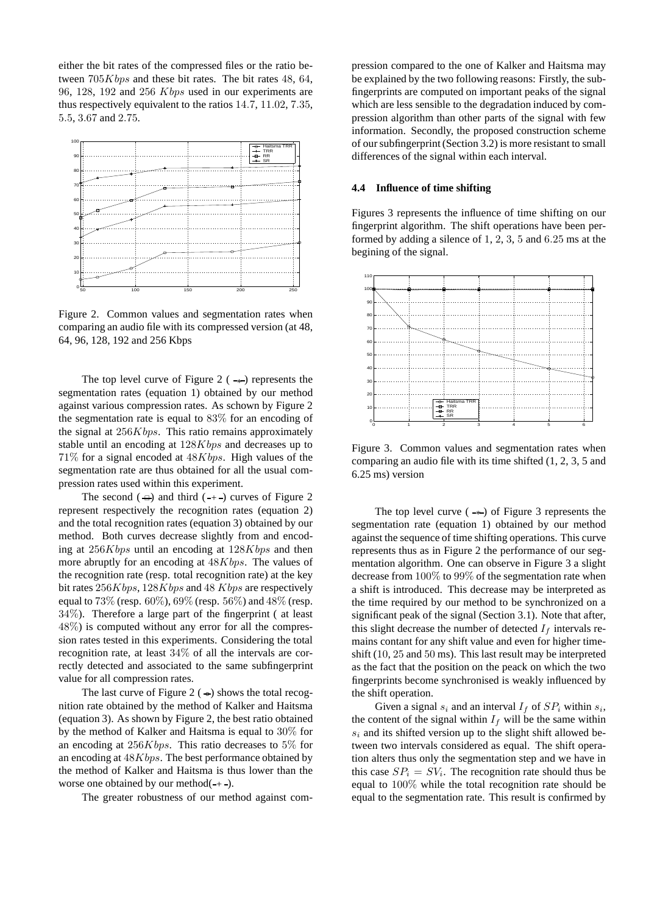either the bit rates of the compressed files or the ratio between $705 Kbps$ and these bit rates. The bit rates 48, 64, 96, 128, 192 and 256 $Kbps$ used in our experiments are thus respectively equivalent to the ratios 14.7, 11.02, 7.35, 5.5, 3.67 and 2.75.

Figure 2. Common values and segmentation rates when comparing an audio file with its compressed version (at 48, 64, 96, 128, 192 and 256 Kbps

The top level curve of Figure 2 (-*-) represents the segmentation rates (equation 1) obtained by our method against various compression rates. As schown by Figure 2 the segmentation rate is equal to 83% for an encoding of the signal at $256 Kbps$. This ratio remains approximately stable until an encoding at $128 Kbps$ and decreases up to 71% for a signal encoded at $48 Kbps$. High values of the segmentation rate are thus obtained for all the usual compression rates used within this experiment.

The second (-□-) and third (-+-) curves of Figure 2 represent respectively the recognition rates (equation 2) and the total recognition rates (equation 3) obtained by our method. Both curves decrease slightly from and encoding at $256 Kbps$ until an encoding at $128 Kbps$ and then more abruptly for an encoding at $48 Kbps$. The values of the recognition rate (resp. total recognition rate) at the key bit rates $256 Kbps$, $128 Kbps$ and 48 $Kbps$ are respectively equal to 73% (resp. 60%), 69% (resp. 56%) and 48% (resp. 34%). Therefore a large part of the fingerprint ( at least 48%) is computed without any error for all the compression rates tested in this experiments. Considering the total recognition rate, at least 34% of all the intervals are correctly detected and associated to the same subfingerprint value for all compression rates.

The last curve of Figure 2 (-o-) shows the total recognition rate obtained by the method of Kalker and Haitsma (equation 3). As shown by Figure 2, the best ratio obtained by the method of Kalker and Haitsma is equal to 30% for an encoding at $256 Kbps$. This ratio decreases to 5% for an encoding at $48 Kbps$. The best performance obtained by the method of Kalker and Haitsma is thus lower than the worse one obtained by our method(-+-).

The greater robustness of our method against compression compared to the one of Kalker and Haitsma may be explained by the two following reasons: Firstly, the subfingerprints are computed on important peaks of the signal which are less sensible to the degradation induced by compression algorithm than other parts of the signal with few information. Secondly, the proposed construction scheme of our subfingerprint (Section 3.2) is more resistant to small differences of the signal within each interval.

### 4.4 Influence of time shifting

Figures 3 represents the influence of time shifting on our fingerprint algorithm. The shift operations have been performed by adding a silence of 1, 2, 3, 5 and 6.25 ms at the begining of the signal.

Figure 3. Common values and segmentation rates when comparing an audio file with its time shifted (1, 2, 3, 5 and 6.25 ms) version

The top level curve (-*-) of Figure 3 represents the segmentation rate (equation 1) obtained by our method against the sequence of time shifting operations. This curve represents thus as in Figure 2 the performance of our segmentation algorithm. One can observe in Figure 3 a slight decrease from 100% to 99% of the segmentation rate when a shift is introduced. This decrease may be interpreted as the time required by our method to be synchronized on a significant peak of the signal (Section 3.1). Note that after, this slight decrease the number of detected $I_f$ intervals remains contant for any shift value and even for higher time-shift (10, 25 and 50 ms). This last result may be interpreted as the fact that the position on the peack on which the two fingerprints become synchronised is weakly influenced by the shift operation.

Given a signal $s_i$ and an interval $I_f$ of $SP_i$ within $s_i$, the content of the signal within $I_f$ will be the same within $s_i$ and its shifted version up to the slight shift allowed between two intervals considered as equal. The shift operation alters thus only the segmentation step and we have in this case $SP_i = SV_i$. The recognition rate should thus be equal to 100% while the total recognition rate should be equal to the segmentation rate. This result is confirmed by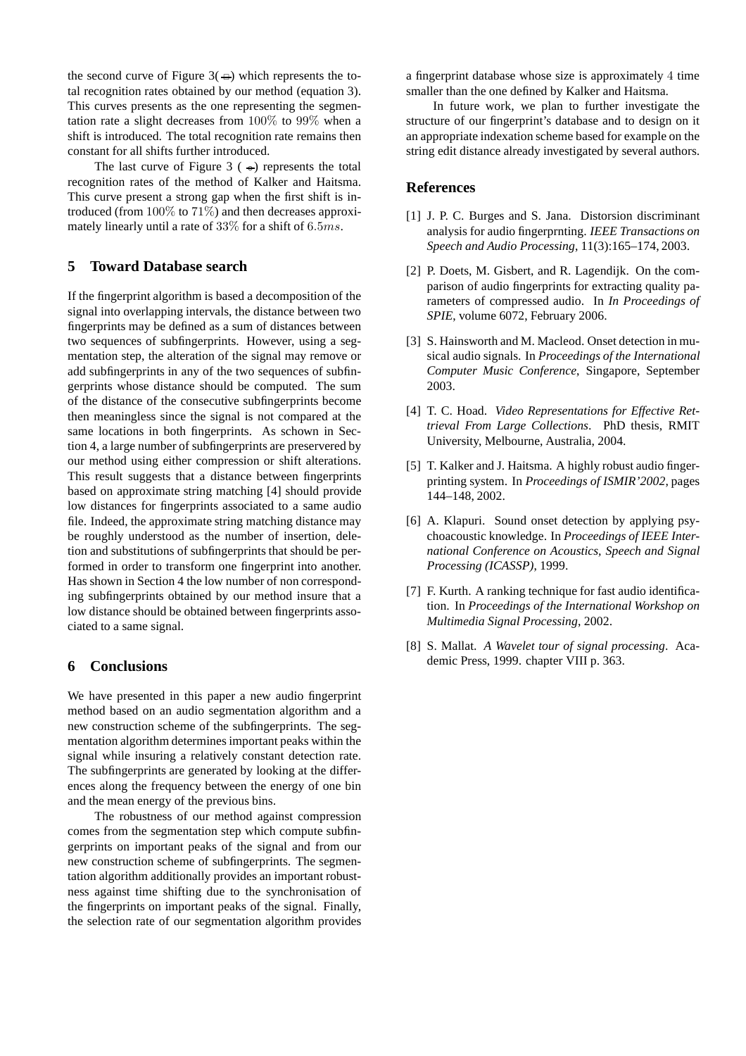the second curve of Figure 3( ⊟) which represents the total recognition rates obtained by our method (equation 3). This curves presents as the one representing the segmentation rate a slight decreases from $100\%$ to $99\%$ when a shift is introduced. The total recognition rate remains then constant for all shifts further introduced.

The last curve of Figure 3 ( ⊖) represents the total recognition rates of the method of Kalker and Haitsma. This curve present a strong gap when the first shift is introduced (from $100\%$ to $71\%$) and then decreases approximately linearly until a rate of $33\%$ for a shift of $6.5ms$.

## 5 Toward Database search

If the fingerprint algorithm is based a decomposition of the signal into overlapping intervals, the distance between two fingerprints may be defined as a sum of distances between two sequences of subfingerprints. However, using a segmentation step, the alteration of the signal may remove or add subfingerprints in any of the two sequences of subfingerprints whose distance should be computed. The sum of the distance of the consecutive subfingerprints become then meaningless since the signal is not compared at the same locations in both fingerprints. As schown in Section 4, a large number of subfingerprints are preservered by our method using either compression or shift alterations. This result suggests that a distance between fingerprints based on approximate string matching [4] should provide low distances for fingerprints associated to a same audio file. Indeed, the approximate string matching distance may be roughly understood as the number of insertion, deletion and substitutions of subfingerprints that should be performed in order to transform one fingerprint into another. Has shown in Section 4 the low number of non corresponding subfingerprints obtained by our method insure that a low distance should be obtained between fingerprints associated to a same signal.

## 6 Conclusions

We have presented in this paper a new audio fingerprint method based on an audio segmentation algorithm and a new construction scheme of the subfingerprints. The segmentation algorithm determines important peaks within the signal while insuring a relatively constant detection rate. The subfingerprints are generated by looking at the differences along the frequency between the energy of one bin and the mean energy of the previous bins.

The robustness of our method against compression comes from the segmentation step which compute subfingerprints on important peaks of the signal and from our new construction scheme of subfingerprints. The segmentation algorithm additionally provides an important robustness against time shifting due to the synchronisation of the fingerprints on important peaks of the signal. Finally, the selection rate of our segmentation algorithm provides a fingerprint database whose size is approximately $4$ time smaller than the one defined by Kalker and Haitsma.

In future work, we plan to further investigate the structure of our fingerprint's database and to design on it an appropriate indexation scheme based for example on the string edit distance already investigated by several authors.

## References

[1] J. P. C. Burges and S. Jana. Distorsion discriminant analysis for audio fingerprnting. *IEEE Transactions on Speech and Audio Processing*, 11(3):165–174, 2003.

[2] P. Doets, M. Gisbert, and R. Lagendijk. On the comparison of audio fingerprints for extracting quality parameters of compressed audio. In *In Proceedings of SPIE*, volume 6072, February 2006.

[3] S. Hainsworth and M. Macleod. Onset detection in musical audio signals. In *Proceedings of the International Computer Music Conference*, Singapore, September 2003.

[4] T. C. Hoad. *Video Representations for Effective Rettrieval From Large Collections*. PhD thesis, RMIT University, Melbourne, Australia, 2004.

[5] T. Kalker and J. Haitsma. A highly robust audio fingerprinting system. In *Proceedings of ISMIR'2002*, pages 144–148, 2002.

[6] A. Klapuri. Sound onset detection by applying psychoacoustic knowledge. In *Proceedings of IEEE International Conference on Acoustics, Speech and Signal Processing (ICASSP)*, 1999.

[7] F. Kurth. A ranking technique for fast audio identification. In *Proceedings of the International Workshop on Multimedia Signal Processing*, 2002.

[8] S. Mallat. *A Wavelet tour of signal processing*. Academic Press, 1999. chapter VIII p. 363.